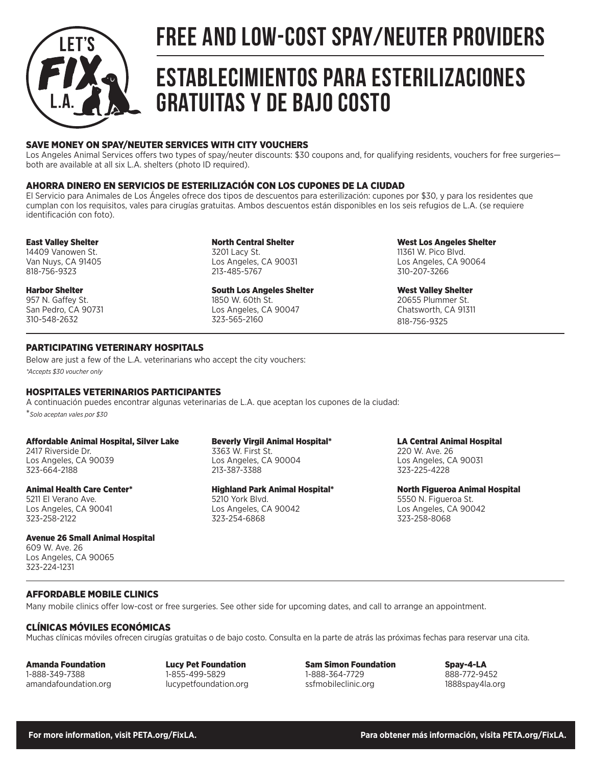# FREE AND LOW-COST SPAY/NEUTER PROVIDERS

# ESTABLECIMIENTOS PARA ESTERILIZACIONES GRATUITAS Y DE BAJO COSTO

LET'S FIX L.A.

## SAVE MONEY ON SPAY/NEUTER SERVICES WITH CITY VOUCHERS

Los Angeles Animal Services offers two types of spay/neuter discounts: $30 coupons and, for qualifying residents, vouchers for free surgeries—both are available at all six L.A. shelters (photo ID required).

## AHORRA DINERO EN SERVICIOS DE ESTERILIZACIÓN CON LOS CUPONES DE LA CIUDAD

El Servicio para Animales de Los Ángeles ofrece dos tipos de descuentos para esterilización: cupones por $30, y para los residentes que cumplan con los requisitos, vales para cirugías gratuitas. Ambos descuentos están disponibles en los seis refugios de L.A. (se requiere identificación con foto).

**East Valley Shelter**
14409 Vanowen St.
Van Nuys, CA 91405
818-756-9323

**Harbor Shelter**
957 N. Gaffey St.
San Pedro, CA 90731
310-548-2632

**North Central Shelter**
3201 Lacy St.
Los Angeles, CA 90031
213-485-5767

**South Los Angeles Shelter**
1850 W. 60th St.
Los Angeles, CA 90047
323-565-2160

**West Los Angeles Shelter**
11361 W. Pico Blvd.
Los Angeles, CA 90064
310-207-3266

**West Valley Shelter**
20655 Plummer St.
Chatsworth, CA 91311
818-756-9325

## PARTICIPATING VETERINARY HOSPITALS

Below are just a few of the L.A. veterinarians who accept the city vouchers:

*\*Accepts $30 voucher only*

## HOSPITALES VETERINARIOS PARTICIPANTES

A continuación puedes encontrar algunas veterinarias de L.A. que aceptan los cupones de la ciudad:

*\*Solo aceptan vales por $30*

**Affordable Animal Hospital, Silver Lake**
2417 Riverside Dr.
Los Angeles, CA 90039
323-664-2188

**Animal Health Care Center***
5211 El Verano Ave.
Los Angeles, CA 90041
323-258-2122

**Avenue 26 Small Animal Hospital**
609 W. Ave. 26
Los Angeles, CA 90065
323-224-1231

**Beverly Virgil Animal Hospital***
3363 W. First St.
Los Angeles, CA 90004
213-387-3388

**Highland Park Animal Hospital***
5210 York Blvd.
Los Angeles, CA 90042
323-254-6868

**LA Central Animal Hospital**
220 W. Ave. 26
Los Angeles, CA 90031
323-225-4228

**North Figueroa Animal Hospital**
5550 N. Figueroa St.
Los Angeles, CA 90042
323-258-8068

## AFFORDABLE MOBILE CLINICS

Many mobile clinics offer low-cost or free surgeries. See other side for upcoming dates, and call to arrange an appointment.

## CLÍNICAS MÓVILES ECONÓMICAS

Muchas clínicas móviles ofrecen cirugías gratuitas o de bajo costo. Consulta en la parte de atrás las próximas fechas para reservar una cita.

**Amanda Foundation**
1-888-349-7388
amandafoundation.org

**Lucy Pet Foundation**
1-855-499-5829
lucypetfoundation.org

**Sam Simon Foundation**
1-888-364-7729
ssfmobileclinic.org

**Spay-4-LA**
888-772-9452
1888spay4la.org

**For more information, visit PETA.org/FixLA.** **Para obtener más información, visita PETA.org/FixLA.**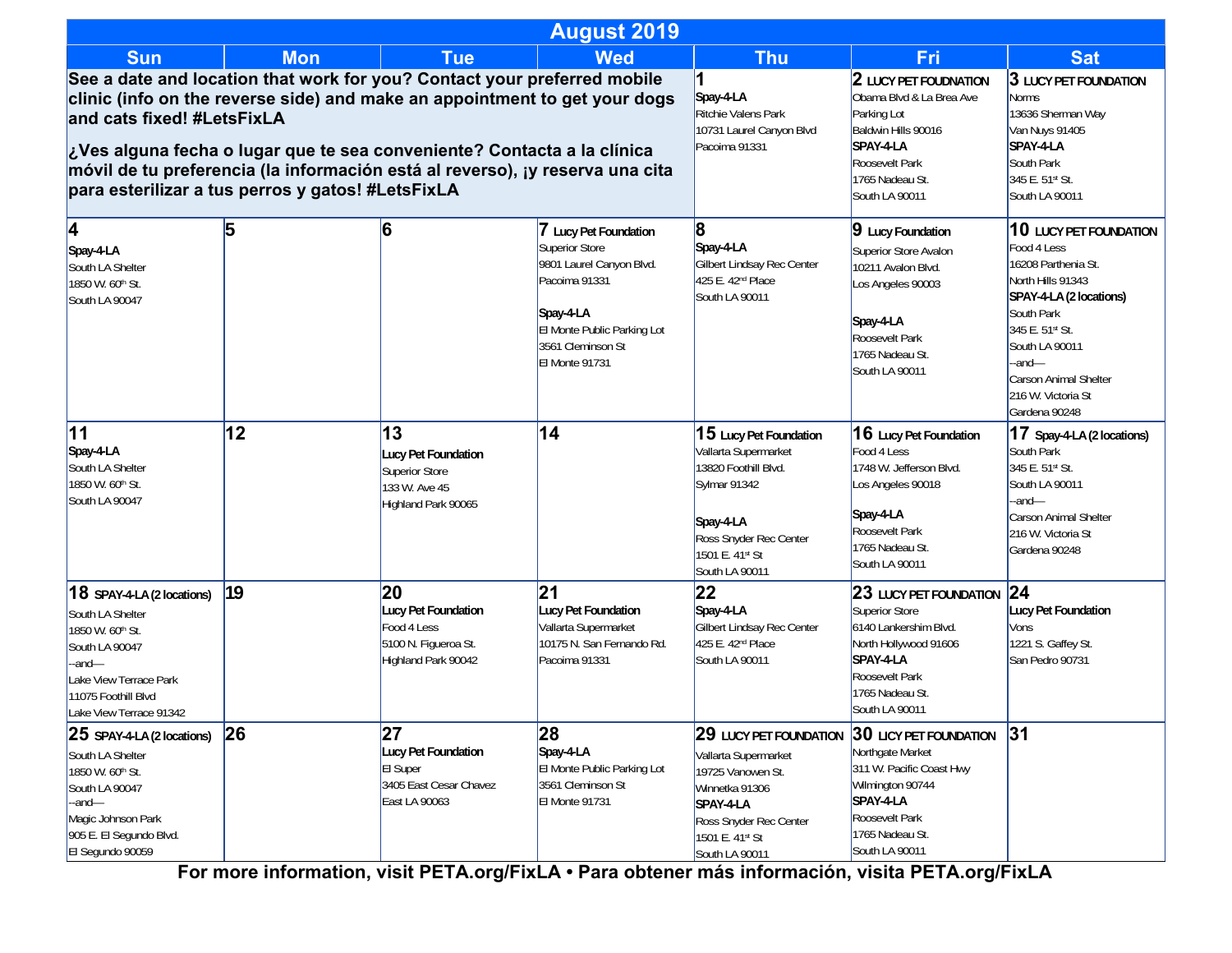# August 2019

| Sun | Mon | Tue | Wed | Thu | Fri | Sat |
|---|---|---|---|---|---|---|
| **See a date and location that work for you? Contact your preferred mobile clinic (info on the reverse side) and make an appointment to get your dogs and cats fixed! #LetsFixLA** <br><br> **¿Ves alguna fecha o lugar que te sea conveniente? Contacta a la clínica móvil de tu preferencia (la información está al reverso), ¡y reserva una cita para esterilizar a tus perros y gatos! #LetsFixLA** | | | | **1** <br> **Spay-4-LA** <br> Ritchie Valens Park <br> 10731 Laurel Canyon Blvd <br> Pacoima 91331 | **2 LUCY PET FOUDNATION** <br> Obama Blvd & La Brea Ave <br> Parking Lot <br> Baldwin Hills 90016 <br> **SPAY-4-LA** <br> Roosevelt Park <br> 1765 Nadeau St. <br> South LA 90011 | **3 LUCY PET FOUNDATION** <br> Norms <br> 13636 Sherman Way <br> Van Nuys 91405 <br> **SPAY-4-LA** <br> South Park <br> 345 E. 51st St. <br> South LA 90011 |
| **4** <br> **Spay-4-LA** <br> South LA Shelter <br> 1850 W. 60th St. <br> South LA 90047 | **5** | **6** | **7 Lucy Pet Foundation** <br> Superior Store <br> 9801 Laurel Canyon Blvd. <br> Pacoima 91331 <br><br> **Spay-4-LA** <br> El Monte Public Parking Lot <br> 3561 Cleminson St <br> El Monte 91731 | **8** <br> **Spay-4-LA** <br> Gilbert Lindsay Rec Center <br> 425 E. 42nd Place <br> South LA 90011 | **9 Lucy Foundation** <br> Superior Store Avalon <br> 10211 Avalon Blvd. <br> Los Angeles 90003 <br><br> **Spay-4-LA** <br> Roosevelt Park <br> 1765 Nadeau St. <br> South LA 90011 | **10 LUCY PET FOUNDATION** <br> Food 4 Less <br> 16208 Parthenia St. <br> North Hills 91343 <br> **SPAY-4-LA (2 locations)** <br> South Park <br> 345 E. 51st St. <br> South LA 90011 <br> --and— <br> Carson Animal Shelter <br> 216 W. Victoria St <br> Gardena 90248 |
| **11** <br> **Spay-4-LA** <br> South LA Shelter <br> 1850 W. 60th St. <br> South LA 90047 | **12** | **13** <br> **Lucy Pet Foundation** <br> Superior Store <br> 133 W. Ave 45 <br> Highland Park 90065 | **14** | **15 Lucy Pet Foundation** <br> Vallarta Supermarket <br> 13820 Foothill Blvd. <br> Sylmar 91342 <br><br> **Spay-4-LA** <br> Ross Snyder Rec Center <br> 1501 E. 41st St <br> South LA 90011 | **16 Lucy Pet Foundation** <br> Food 4 Less <br> 1748 W. Jefferson Blvd. <br> Los Angeles 90018 <br><br> **Spay-4-LA** <br> Roosevelt Park <br> 1765 Nadeau St. <br> South LA 90011 | **17 Spay-4-LA (2 locations)** <br> South Park <br> 345 E. 51st St. <br> South LA 90011 <br> --and— <br> Carson Animal Shelter <br> 216 W. Victoria St <br> Gardena 90248 |
| **18 SPAY-4-LA (2 locations)** <br> South LA Shelter <br> 1850 W. 60th St. <br> South LA 90047 <br> --and— <br> Lake View Terrace Park <br> 11075 Foothill Blvd <br> Lake View Terrace 91342 | **19** | **20** <br> **Lucy Pet Foundation** <br> Food 4 Less <br> 5100 N. Figueroa St. <br> Highland Park 90042 | **21** <br> **Lucy Pet Foundation** <br> Vallarta Supermarket <br> 10175 N. San Fernando Rd. <br> Pacoima 91331 | **22** <br> **Spay-4-LA** <br> Gilbert Lindsay Rec Center <br> 425 E. 42nd Place <br> South LA 90011 | **23 LUCY PET FOUNDATION** <br> Superior Store <br> 6140 Lankershim Blvd. <br> North Hollywood 91606 <br> **SPAY-4-LA** <br> Roosevelt Park <br> 1765 Nadeau St. <br> South LA 90011 | **24** <br> **Lucy Pet Foundation** <br> Vons <br> 1221 S. Gaffey St. <br> San Pedro 90731 |
| **25 SPAY-4-LA (2 locations)** <br> South LA Shelter <br> 1850 W. 60th St. <br> South LA 90047 <br> --and— <br> Magic Johnson Park <br> 905 E. El Segundo Blvd. <br> El Segundo 90059 | **26** | **27** <br> **Lucy Pet Foundation** <br> El Super <br> 3405 East Cesar Chavez <br> East LA 90063 | **28** <br> **Spay-4-LA** <br> El Monte Public Parking Lot <br> 3561 Cleminson St <br> El Monte 91731 | **29 LUCY PET FOUNDATION** <br> Vallarta Supermarket <br> 19725 Vanowen St. <br> Winnetka 91306 <br> **SPAY-4-LA** <br> Ross Snyder Rec Center <br> 1501 E. 41st St <br> South LA 90011 | **30 LICY PET FOUNDATION** <br> Northgate Market <br> 311 W. Pacific Coast Hwy <br> Wilmington 90744 <br> **SPAY-4-LA** <br> Roosevelt Park <br> 1765 Nadeau St. <br> South LA 90011 | **31** |

**For more information, visit PETA.org/FixLA • Para obtener más información, visita PETA.org/FixLA**